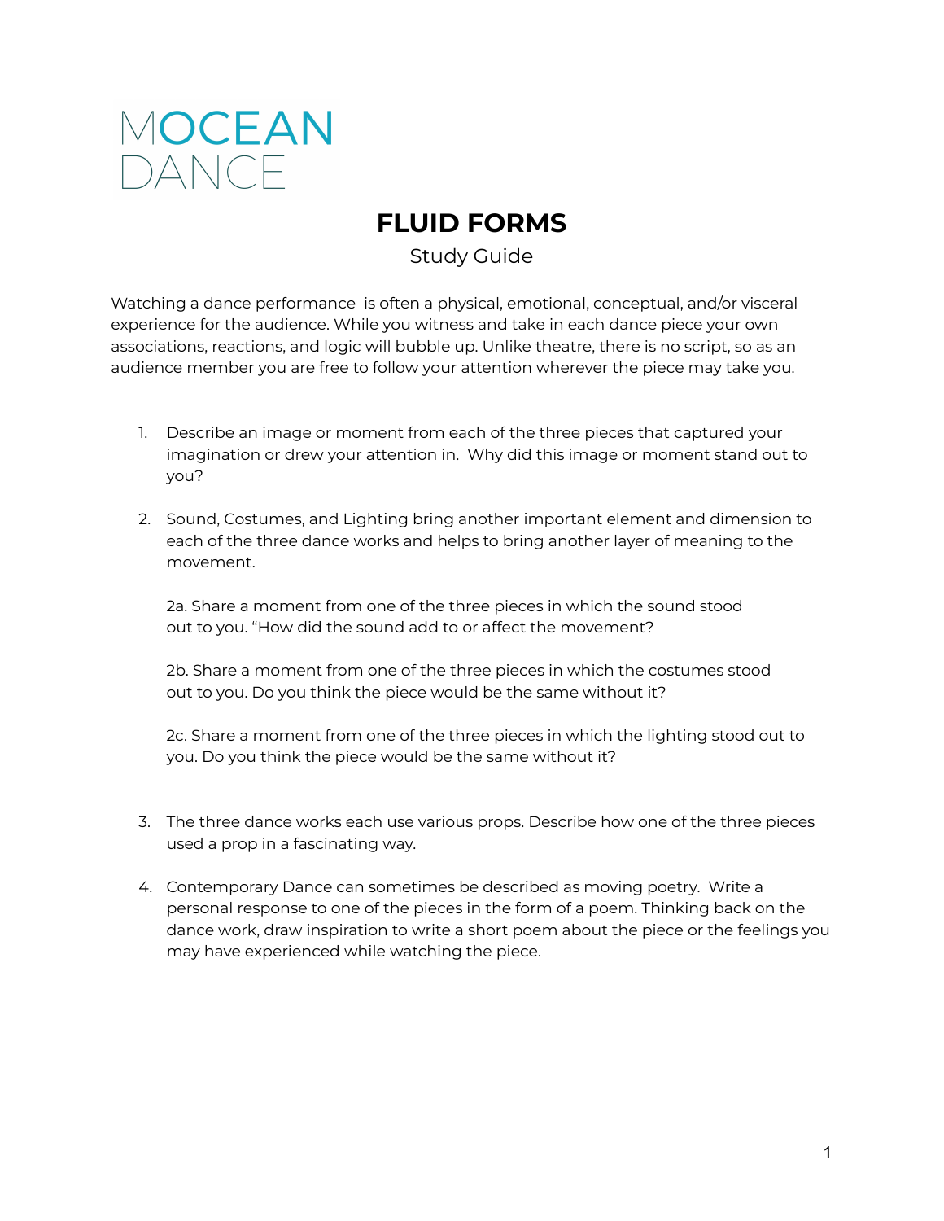MOCEAN DANCE

# FLUID FORMS

Study Guide

Watching a dance performance is often a physical, emotional, conceptual, and/or visceral experience for the audience. While you witness and take in each dance piece your own associations, reactions, and logic will bubble up. Unlike theatre, there is no script, so as an audience member you are free to follow your attention wherever the piece may take you.

1. Describe an image or moment from each of the three pieces that captured your imagination or drew your attention in. Why did this image or moment stand out to you?

2. Sound, Costumes, and Lighting bring another important element and dimension to each of the three dance works and helps to bring another layer of meaning to the movement.

   2a. Share a moment from one of the three pieces in which the sound stood out to you. "How did the sound add to or affect the movement?

   2b. Share a moment from one of the three pieces in which the costumes stood out to you. Do you think the piece would be the same without it?

   2c. Share a moment from one of the three pieces in which the lighting stood out to you. Do you think the piece would be the same without it?

3. The three dance works each use various props. Describe how one of the three pieces used a prop in a fascinating way.

4. Contemporary Dance can sometimes be described as moving poetry. Write a personal response to one of the pieces in the form of a poem. Thinking back on the dance work, draw inspiration to write a short poem about the piece or the feelings you may have experienced while watching the piece.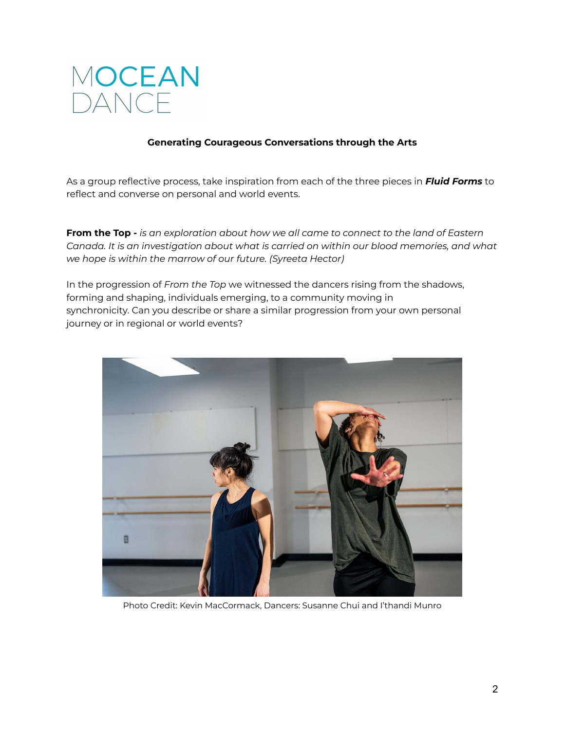MOCEAN DANCE

**Generating Courageous Conversations through the Arts**

As a group reflective process, take inspiration from each of the three pieces in ***Fluid Forms*** to reflect and converse on personal and world events.

**From the Top -** *is an exploration about how we all came to connect to the land of Eastern Canada. It is an investigation about what is carried on within our blood memories, and what we hope is within the marrow of our future. (Syreeta Hector)*

In the progression of *From the Top* we witnessed the dancers rising from the shadows, forming and shaping, individuals emerging, to a community moving in synchronicity. Can you describe or share a similar progression from your own personal journey or in regional or world events?

Photo Credit: Kevin MacCormack, Dancers: Susanne Chui and I'thandi Munro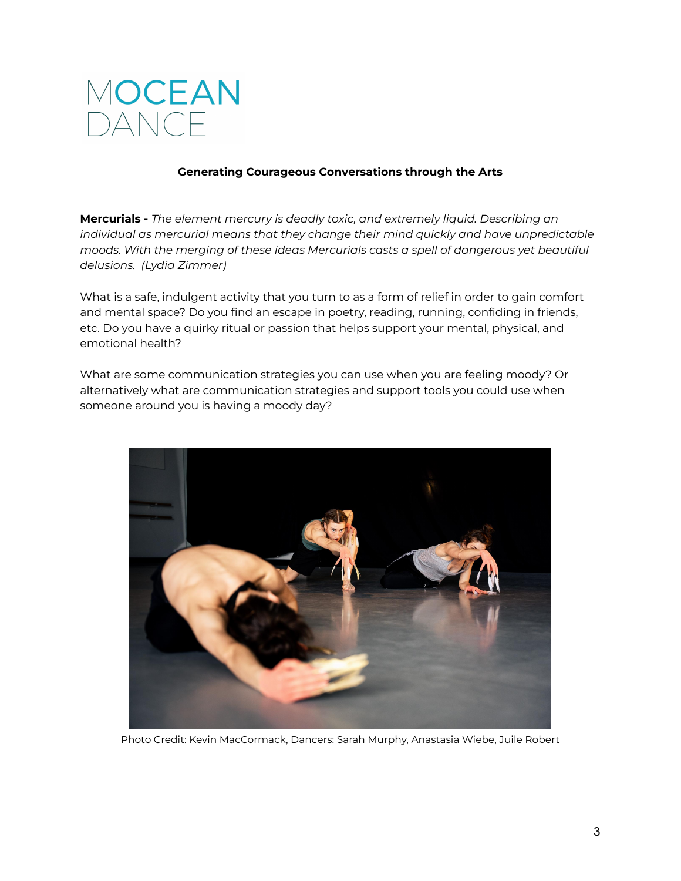MOCEAN DANCE

**Generating Courageous Conversations through the Arts**

**Mercurials -** *The element mercury is deadly toxic, and extremely liquid. Describing an individual as mercurial means that they change their mind quickly and have unpredictable moods. With the merging of these ideas Mercurials casts a spell of dangerous yet beautiful delusions. (Lydia Zimmer)*

What is a safe, indulgent activity that you turn to as a form of relief in order to gain comfort and mental space? Do you find an escape in poetry, reading, running, confiding in friends, etc. Do you have a quirky ritual or passion that helps support your mental, physical, and emotional health?

What are some communication strategies you can use when you are feeling moody? Or alternatively what are communication strategies and support tools you could use when someone around you is having a moody day?

Photo Credit: Kevin MacCormack, Dancers: Sarah Murphy, Anastasia Wiebe, Juile Robert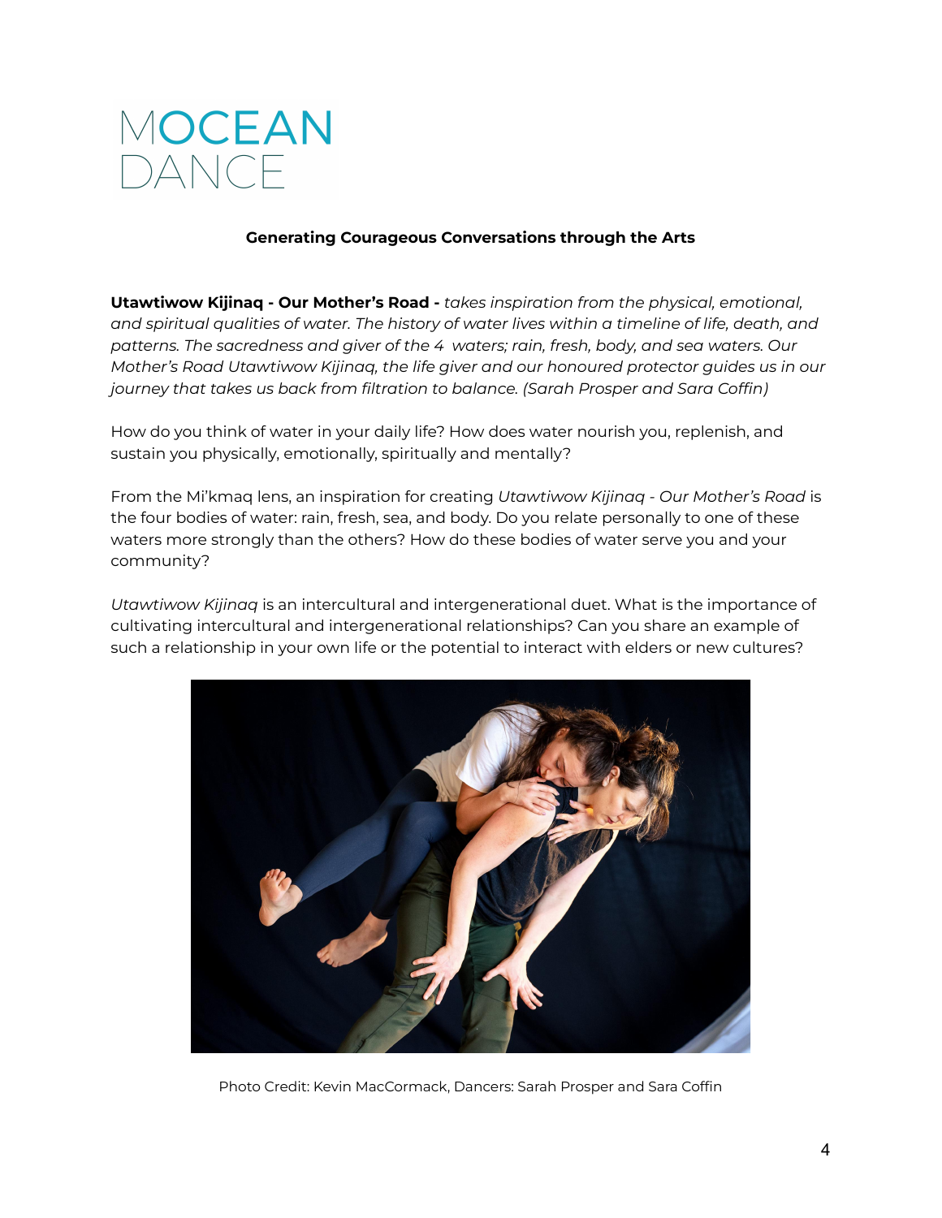MOCEAN DANCE

**Generating Courageous Conversations through the Arts**

**Utawtiwow Kijinaq - Our Mother's Road -** *takes inspiration from the physical, emotional, and spiritual qualities of water. The history of water lives within a timeline of life, death, and patterns. The sacredness and giver of the 4 waters; rain, fresh, body, and sea waters. Our Mother's Road Utawtiwow Kijinaq, the life giver and our honoured protector guides us in our journey that takes us back from filtration to balance. (Sarah Prosper and Sara Coffin)*

How do you think of water in your daily life? How does water nourish you, replenish, and sustain you physically, emotionally, spiritually and mentally?

From the Mi'kmaq lens, an inspiration for creating *Utawtiwow Kijinaq - Our Mother's Road* is the four bodies of water: rain, fresh, sea, and body. Do you relate personally to one of these waters more strongly than the others? How do these bodies of water serve you and your community?

*Utawtiwow Kijinaq* is an intercultural and intergenerational duet. What is the importance of cultivating intercultural and intergenerational relationships? Can you share an example of such a relationship in your own life or the potential to interact with elders or new cultures?

Photo Credit: Kevin MacCormack, Dancers: Sarah Prosper and Sara Coffin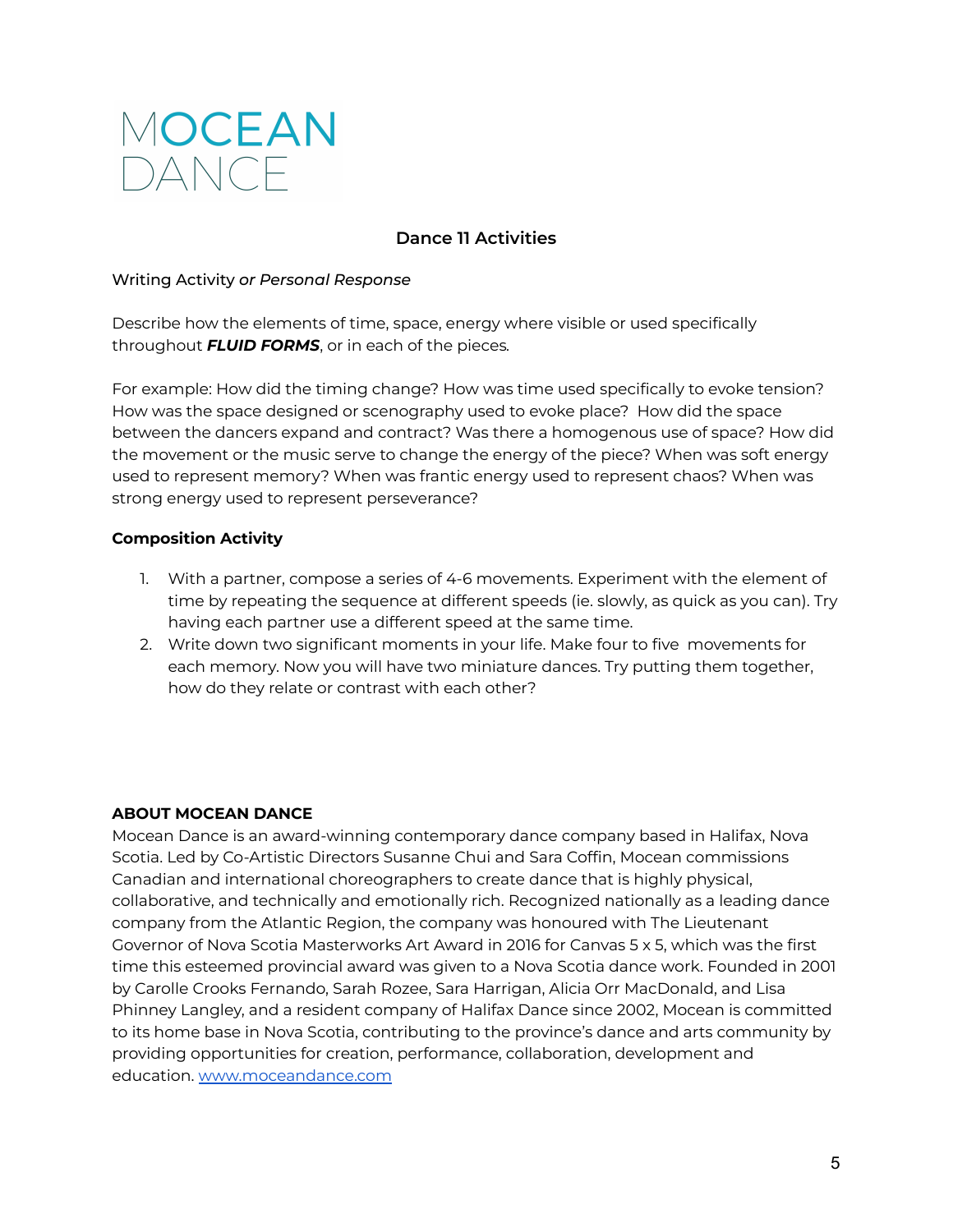MOCEAN DANCE

## Dance 11 Activities

Writing Activity *or Personal Response*

Describe how the elements of time, space, energy where visible or used specifically throughout ***FLUID FORMS***, or in each of the pieces.

For example: How did the timing change? How was time used specifically to evoke tension? How was the space designed or scenography used to evoke place? How did the space between the dancers expand and contract? Was there a homogenous use of space? How did the movement or the music serve to change the energy of the piece? When was soft energy used to represent memory? When was frantic energy used to represent chaos? When was strong energy used to represent perseverance?

**Composition Activity**

1. With a partner, compose a series of 4-6 movements. Experiment with the element of time by repeating the sequence at different speeds (ie. slowly, as quick as you can). Try having each partner use a different speed at the same time.
2. Write down two significant moments in your life. Make four to five movements for each memory. Now you will have two miniature dances. Try putting them together, how do they relate or contrast with each other?

**ABOUT MOCEAN DANCE**

Mocean Dance is an award-winning contemporary dance company based in Halifax, Nova Scotia. Led by Co-Artistic Directors Susanne Chui and Sara Coffin, Mocean commissions Canadian and international choreographers to create dance that is highly physical, collaborative, and technically and emotionally rich. Recognized nationally as a leading dance company from the Atlantic Region, the company was honoured with The Lieutenant Governor of Nova Scotia Masterworks Art Award in 2016 for Canvas 5 x 5, which was the first time this esteemed provincial award was given to a Nova Scotia dance work. Founded in 2001 by Carolle Crooks Fernando, Sarah Rozee, Sara Harrigan, Alicia Orr MacDonald, and Lisa Phinney Langley, and a resident company of Halifax Dance since 2002, Mocean is committed to its home base in Nova Scotia, contributing to the province's dance and arts community by providing opportunities for creation, performance, collaboration, development and education. [www.moceandance.com](http://www.moceandance.com)